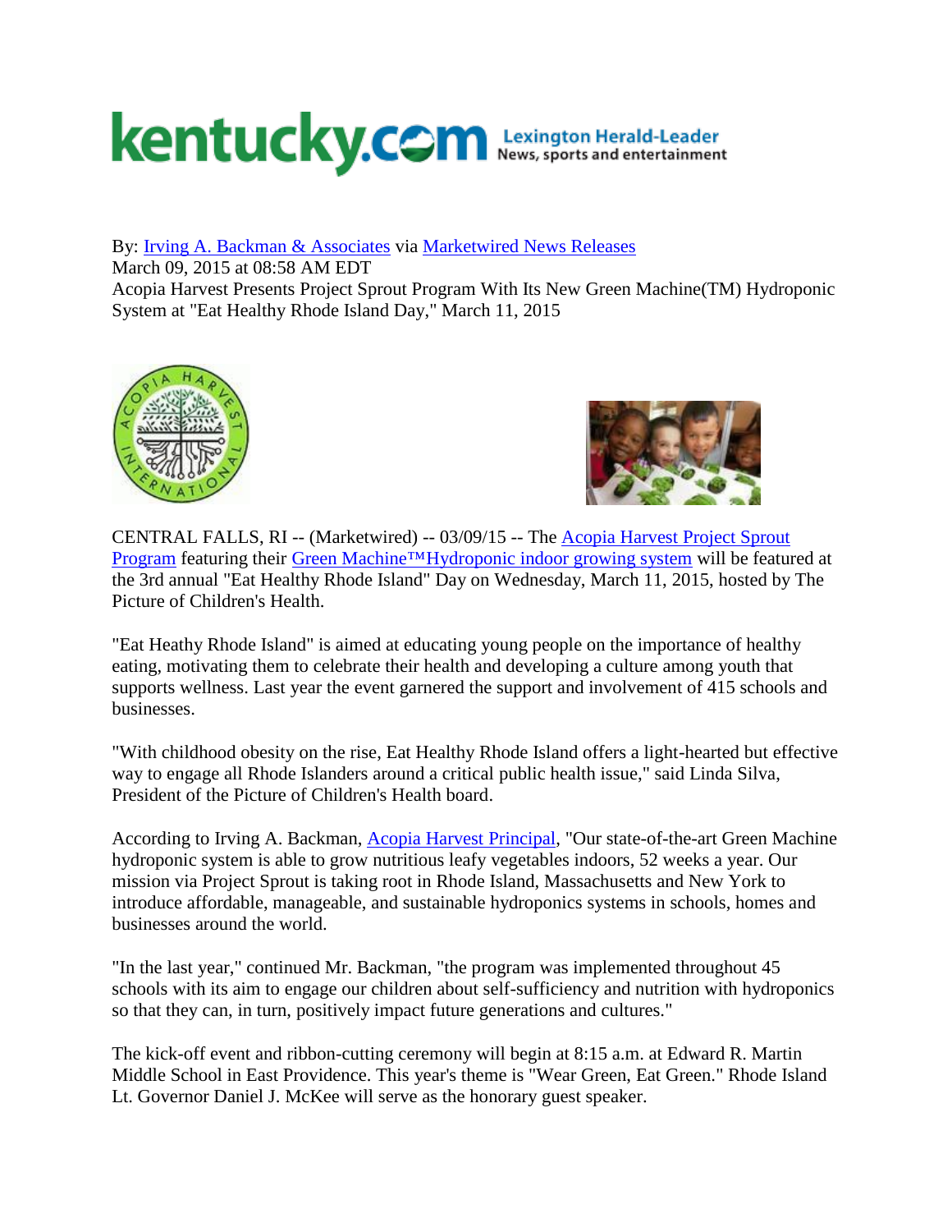By: Irving A. Backman & Associates via Marketwired News Releases
March 09, 2015 at 08:58 AM EDT
Acopia Harvest Presents Project Sprout Program With Its New Green Machine(TM) Hydroponic System at "Eat Healthy Rhode Island Day," March 11, 2015

CENTRAL FALLS, RI -- (Marketwired) -- 03/09/15 -- The Acopia Harvest Project Sprout Program featuring their Green Machine™Hydroponic indoor growing system will be featured at the 3rd annual "Eat Healthy Rhode Island" Day on Wednesday, March 11, 2015, hosted by The Picture of Children's Health.

"Eat Heathy Rhode Island" is aimed at educating young people on the importance of healthy eating, motivating them to celebrate their health and developing a culture among youth that supports wellness. Last year the event garnered the support and involvement of 415 schools and businesses.

"With childhood obesity on the rise, Eat Healthy Rhode Island offers a light-hearted but effective way to engage all Rhode Islanders around a critical public health issue," said Linda Silva, President of the Picture of Children's Health board.

According to Irving A. Backman, Acopia Harvest Principal, "Our state-of-the-art Green Machine hydroponic system is able to grow nutritious leafy vegetables indoors, 52 weeks a year. Our mission via Project Sprout is taking root in Rhode Island, Massachusetts and New York to introduce affordable, manageable, and sustainable hydroponics systems in schools, homes and businesses around the world.

"In the last year," continued Mr. Backman, "the program was implemented throughout 45 schools with its aim to engage our children about self-sufficiency and nutrition with hydroponics so that they can, in turn, positively impact future generations and cultures."

The kick-off event and ribbon-cutting ceremony will begin at 8:15 a.m. at Edward R. Martin Middle School in East Providence. This year's theme is "Wear Green, Eat Green." Rhode Island Lt. Governor Daniel J. McKee will serve as the honorary guest speaker.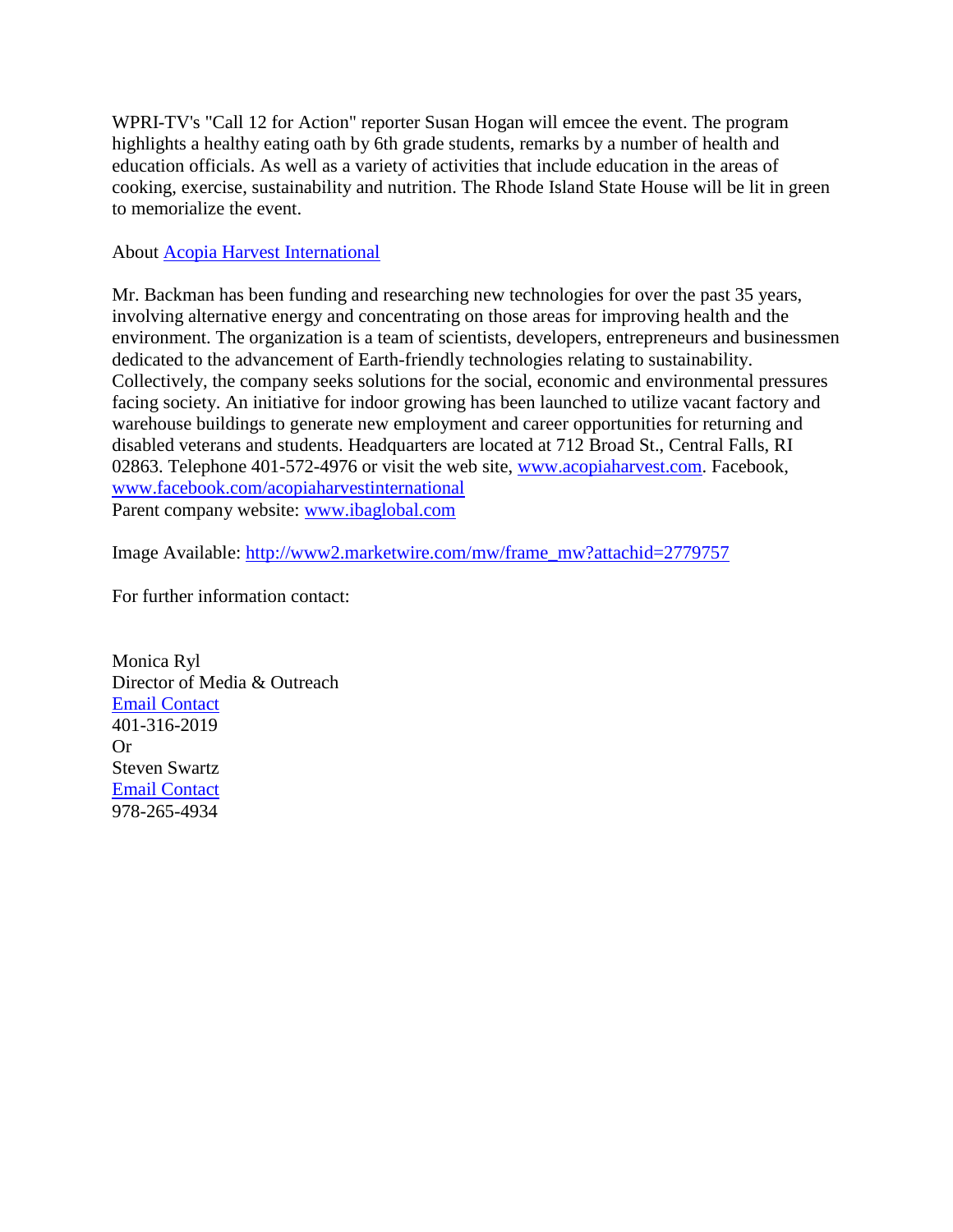WPRI-TV's "Call 12 for Action" reporter Susan Hogan will emcee the event. The program highlights a healthy eating oath by 6th grade students, remarks by a number of health and education officials. As well as a variety of activities that include education in the areas of cooking, exercise, sustainability and nutrition. The Rhode Island State House will be lit in green to memorialize the event.

About [Acopia Harvest International](#)

Mr. Backman has been funding and researching new technologies for over the past 35 years, involving alternative energy and concentrating on those areas for improving health and the environment. The organization is a team of scientists, developers, entrepreneurs and businessmen dedicated to the advancement of Earth-friendly technologies relating to sustainability. Collectively, the company seeks solutions for the social, economic and environmental pressures facing society. An initiative for indoor growing has been launched to utilize vacant factory and warehouse buildings to generate new employment and career opportunities for returning and disabled veterans and students. Headquarters are located at 712 Broad St., Central Falls, RI 02863. Telephone 401-572-4976 or visit the web site, [www.acopiaharvest.com](http://www.acopiaharvest.com). Facebook, [www.facebook.com/acopiaharvestinternational](http://www.facebook.com/acopiaharvestinternational)
Parent company website: [www.ibaglobal.com](http://www.ibaglobal.com)

Image Available: [http://www2.marketwire.com/mw/frame_mw?attachid=2779757](http://www2.marketwire.com/mw/frame_mw?attachid=2779757)

For further information contact:

Monica Ryl
Director of Media & Outreach
[Email Contact](#)
401-316-2019
Or
Steven Swartz
[Email Contact](#)
978-265-4934